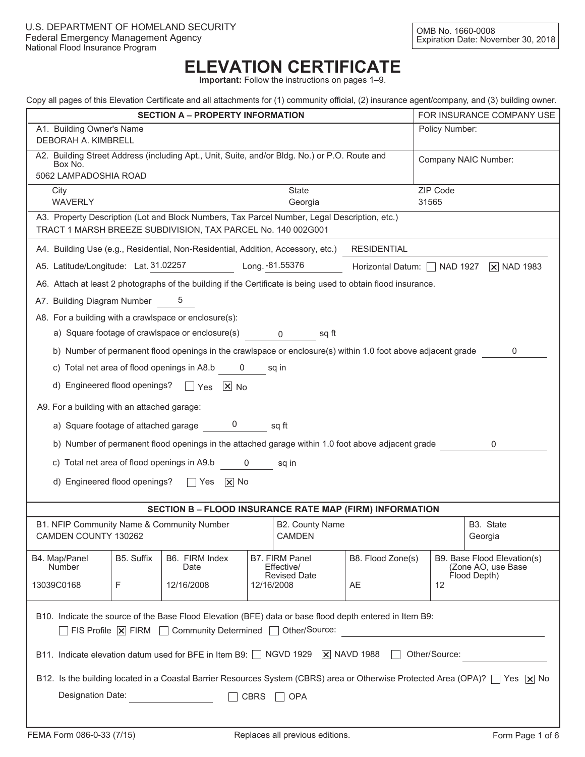U.S. DEPARTMENT OF HOMELAND SECURITY
Federal Emergency Management Agency
National Flood Insurance Program

OMB No. 1660-0008
Expiration Date: November 30, 2018

# ELEVATION CERTIFICATE

**Important:** Follow the instructions on pages 1–9.

Copy all pages of this Elevation Certificate and all attachments for (1) community official, (2) insurance agent/company, and (3) building owner.

## SECTION A – PROPERTY INFORMATION

| SECTION A – PROPERTY INFORMATION | | | FOR INSURANCE COMPANY USE |
|---|---|---|---|
| A1. Building Owner's Name<br>DEBORAH A. KIMBRELL | | | Policy Number: |
| A2. Building Street Address (including Apt., Unit, Suite, and/or Bldg. No.) or P.O. Route and Box No.<br>5062 LAMPADOSHIA ROAD | | | Company NAIC Number: |
| City<br>WAVERLY | | State<br>Georgia | ZIP Code<br>31565 |

A3. Property Description (Lot and Block Numbers, Tax Parcel Number, Legal Description, etc.)
TRACT 1 MARSH BREEZE SUBDIVISION, TAX PARCEL No. 140 002G001

A4. Building Use (e.g., Residential, Non-Residential, Addition, Accessory, etc.) RESIDENTIAL

A5. Latitude/Longitude: Lat. 31.02257 Long. -81.55376 Horizontal Datum: ☐ NAD 1927 ☒ NAD 1983

A6. Attach at least 2 photographs of the building if the Certificate is being used to obtain flood insurance.

A7. Building Diagram Number 5

A8. For a building with a crawlspace or enclosure(s):

- a) Square footage of crawlspace or enclosure(s) 0 sq ft
- b) Number of permanent flood openings in the crawlspace or enclosure(s) within 1.0 foot above adjacent grade 0
- c) Total net area of flood openings in A8.b 0 sq in
- d) Engineered flood openings? ☐ Yes ☒ No

A9. For a building with an attached garage:

- a) Square footage of attached garage 0 sq ft
- b) Number of permanent flood openings in the attached garage within 1.0 foot above adjacent grade 0
- c) Total net area of flood openings in A9.b 0 sq in
- d) Engineered flood openings? ☐ Yes ☒ No

## SECTION B – FLOOD INSURANCE RATE MAP (FIRM) INFORMATION

| B1. NFIP Community Name & Community Number | B2. County Name | B3. State |
|---|---|---|
| CAMDEN COUNTY 130262 | CAMDEN | Georgia |

| B4. Map/Panel Number | B5. Suffix | B6. FIRM Index Date | B7. FIRM Panel Effective/Revised Date | B8. Flood Zone(s) | B9. Base Flood Elevation(s) (Zone AO, use Base Flood Depth) |
|---|---|---|---|---|---|
| 13039C0168 | F | 12/16/2008 | 12/16/2008 | AE | 12 |

B10. Indicate the source of the Base Flood Elevation (BFE) data or base flood depth entered in Item B9:
☐ FIS Profile ☒ FIRM ☐ Community Determined ☐ Other/Source:

B11. Indicate elevation datum used for BFE in Item B9: ☐ NGVD 1929 ☒ NAVD 1988 ☐ Other/Source:

B12. Is the building located in a Coastal Barrier Resources System (CBRS) area or Otherwise Protected Area (OPA)? ☐ Yes ☒ No

Designation Date: ☐ CBRS ☐ OPA

FEMA Form 086-0-33 (7/15) Replaces all previous editions.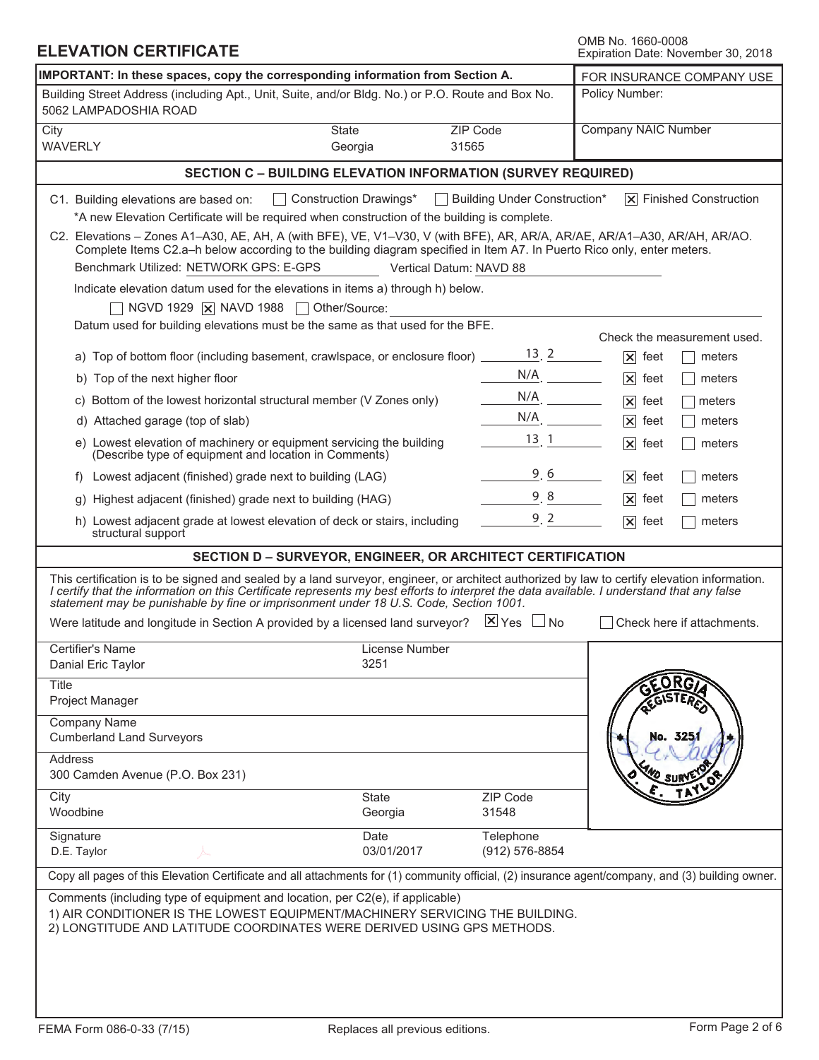# ELEVATION CERTIFICATE

OMB No. 1660-0008
Expiration Date: November 30, 2018

| IMPORTANT: In these spaces, copy the corresponding information from Section A. | | | FOR INSURANCE COMPANY USE |
|---|---|---|---|
| Building Street Address (including Apt., Unit, Suite, and/or Bldg. No.) or P.O. Route and Box No.<br>5062 LAMPADOSHIA ROAD | | | Policy Number: |
| City<br>WAVERLY | State<br>Georgia | ZIP Code<br>31565 | Company NAIC Number |

## SECTION C – BUILDING ELEVATION INFORMATION (SURVEY REQUIRED)

C1. Building elevations are based on: ☐ Construction Drawings* ☐ Building Under Construction* ☒ Finished Construction

*A new Elevation Certificate will be required when construction of the building is complete.

C2. Elevations – Zones A1–A30, AE, AH, A (with BFE), VE, V1–V30, V (with BFE), AR, AR/A, AR/AE, AR/A1–A30, AR/AH, AR/AO. Complete Items C2.a–h below according to the building diagram specified in Item A7. In Puerto Rico only, enter meters.

Benchmark Utilized: NETWORK GPS: E-GPS Vertical Datum: NAVD 88

Indicate elevation datum used for the elevations in items a) through h) below.

☐ NGVD 1929 ☒ NAVD 1988 ☐ Other/Source:

Datum used for building elevations must be the same as that used for the BFE.

| Item | Elevation | Check the measurement used. |
|---|---|---|
| a) Top of bottom floor (including basement, crawlspace, or enclosure floor) | 13.2 | ☒ feet ☐ meters |
| b) Top of the next higher floor | N/A | ☒ feet ☐ meters |
| c) Bottom of the lowest horizontal structural member (V Zones only) | N/A | ☒ feet ☐ meters |
| d) Attached garage (top of slab) | N/A | ☒ feet ☐ meters |
| e) Lowest elevation of machinery or equipment servicing the building (Describe type of equipment and location in Comments) | 13.1 | ☒ feet ☐ meters |
| f) Lowest adjacent (finished) grade next to building (LAG) | 9.6 | ☒ feet ☐ meters |
| g) Highest adjacent (finished) grade next to building (HAG) | 9.8 | ☒ feet ☐ meters |
| h) Lowest adjacent grade at lowest elevation of deck or stairs, including structural support | 9.2 | ☒ feet ☐ meters |

## SECTION D – SURVEYOR, ENGINEER, OR ARCHITECT CERTIFICATION

This certification is to be signed and sealed by a land surveyor, engineer, or architect authorized by law to certify elevation information. *I certify that the information on this Certificate represents my best efforts to interpret the data available. I understand that any false statement may be punishable by fine or imprisonment under 18 U.S. Code, Section 1001.*

Were latitude and longitude in Section A provided by a licensed land surveyor? ☒ Yes ☐ No ☐ Check here if attachments.

| Certifier's Name<br>Danial Eric Taylor | License Number<br>3251 | |
|---|---|---|
| Title<br>Project Manager | | |
| Company Name<br>Cumberland Land Surveyors | | |
| Address<br>300 Camden Avenue (P.O. Box 231) | | |
| City<br>Woodbine | State<br>Georgia | ZIP Code<br>31548 |
| Signature<br>D.E. Taylor | Date<br>03/01/2017 | Telephone<br>(912) 576-8854 |

Seal: GEORGIA REGISTERED No. 3251 LAND SURVEYOR D. E. TAYLOR

Copy all pages of this Elevation Certificate and all attachments for (1) community official, (2) insurance agent/company, and (3) building owner.

Comments (including type of equipment and location, per C2(e), if applicable)

1) AIR CONDITIONER IS THE LOWEST EQUIPMENT/MACHINERY SERVICING THE BUILDING.
2) LONGTITUDE AND LATITUDE COORDINATES WERE DERIVED USING GPS METHODS.

FEMA Form 086-0-33 (7/15) Replaces all previous editions.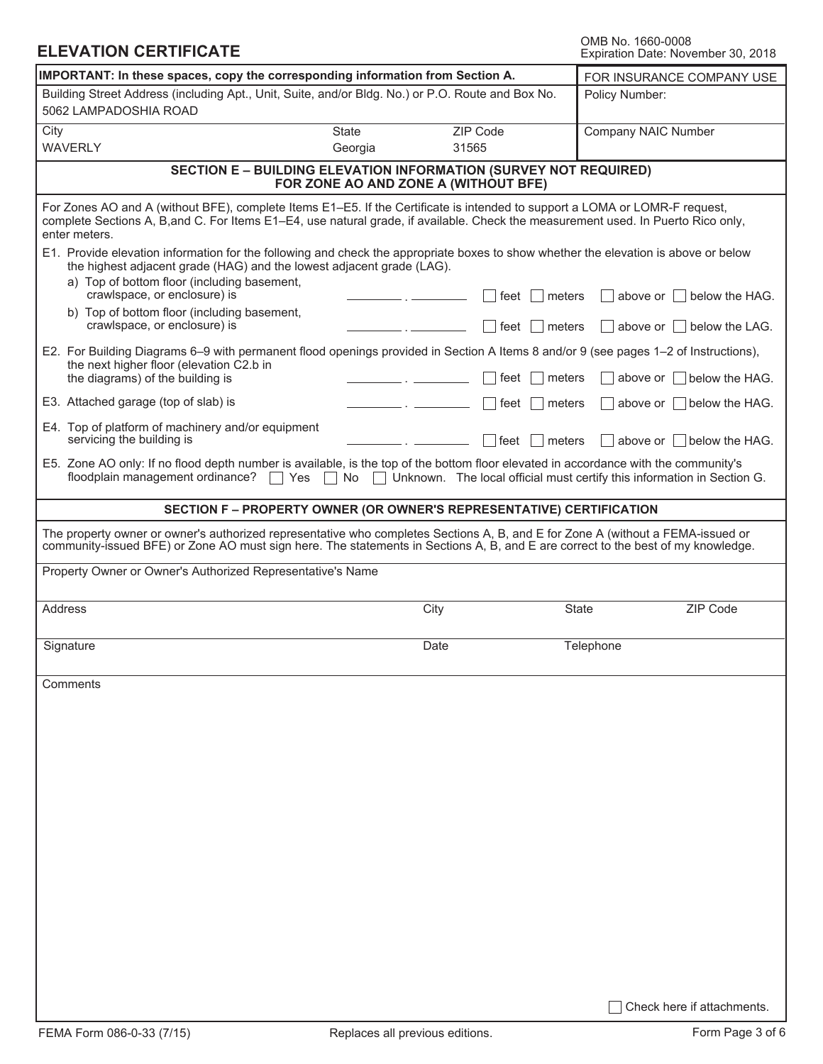# ELEVATION CERTIFICATE

OMB No. 1660-0008
Expiration Date: November 30, 2018

| **IMPORTANT: In these spaces, copy the corresponding information from Section A.** | | | FOR INSURANCE COMPANY USE |
|---|---|---|---|
| Building Street Address (including Apt., Unit, Suite, and/or Bldg. No.) or P.O. Route and Box No.<br>5062 LAMPADOSHIA ROAD | | | Policy Number: |
| City<br>WAVERLY | State<br>Georgia | ZIP Code<br>31565 | Company NAIC Number |

## SECTION E – BUILDING ELEVATION INFORMATION (SURVEY NOT REQUIRED) FOR ZONE AO AND ZONE A (WITHOUT BFE)

For Zones AO and A (without BFE), complete Items E1–E5. If the Certificate is intended to support a LOMA or LOMR-F request, complete Sections A, B,and C. For Items E1–E4, use natural grade, if available. Check the measurement used. In Puerto Rico only, enter meters.

E1. Provide elevation information for the following and check the appropriate boxes to show whether the elevation is above or below the highest adjacent grade (HAG) and the lowest adjacent grade (LAG).

a) Top of bottom floor (including basement, crawlspace, or enclosure) is ________ . ________ ☐ feet ☐ meters ☐ above or ☐ below the HAG.

b) Top of bottom floor (including basement, crawlspace, or enclosure) is ________ . ________ ☐ feet ☐ meters ☐ above or ☐ below the LAG.

E2. For Building Diagrams 6–9 with permanent flood openings provided in Section A Items 8 and/or 9 (see pages 1–2 of Instructions), the next higher floor (elevation C2.b in the diagrams) of the building is ________ . ________ ☐ feet ☐ meters ☐ above or ☐ below the HAG.

E3. Attached garage (top of slab) is ________ . ________ ☐ feet ☐ meters ☐ above or ☐ below the HAG.

E4. Top of platform of machinery and/or equipment servicing the building is ________ . ________ ☐ feet ☐ meters ☐ above or ☐ below the HAG.

E5. Zone AO only: If no flood depth number is available, is the top of the bottom floor elevated in accordance with the community's floodplain management ordinance? ☐ Yes ☐ No ☐ Unknown. The local official must certify this information in Section G.

## SECTION F – PROPERTY OWNER (OR OWNER'S REPRESENTATIVE) CERTIFICATION

The property owner or owner's authorized representative who completes Sections A, B, and E for Zone A (without a FEMA-issued or community-issued BFE) or Zone AO must sign here. The statements in Sections A, B, and E are correct to the best of my knowledge.

Property Owner or Owner's Authorized Representative's Name

| Address | City | State | ZIP Code |
|---|---|---|---|
| | | | |

| Signature | Date | Telephone |
|---|---|---|
| | | |

Comments

☐ Check here if attachments.

FEMA Form 086-0-33 (7/15) Replaces all previous editions.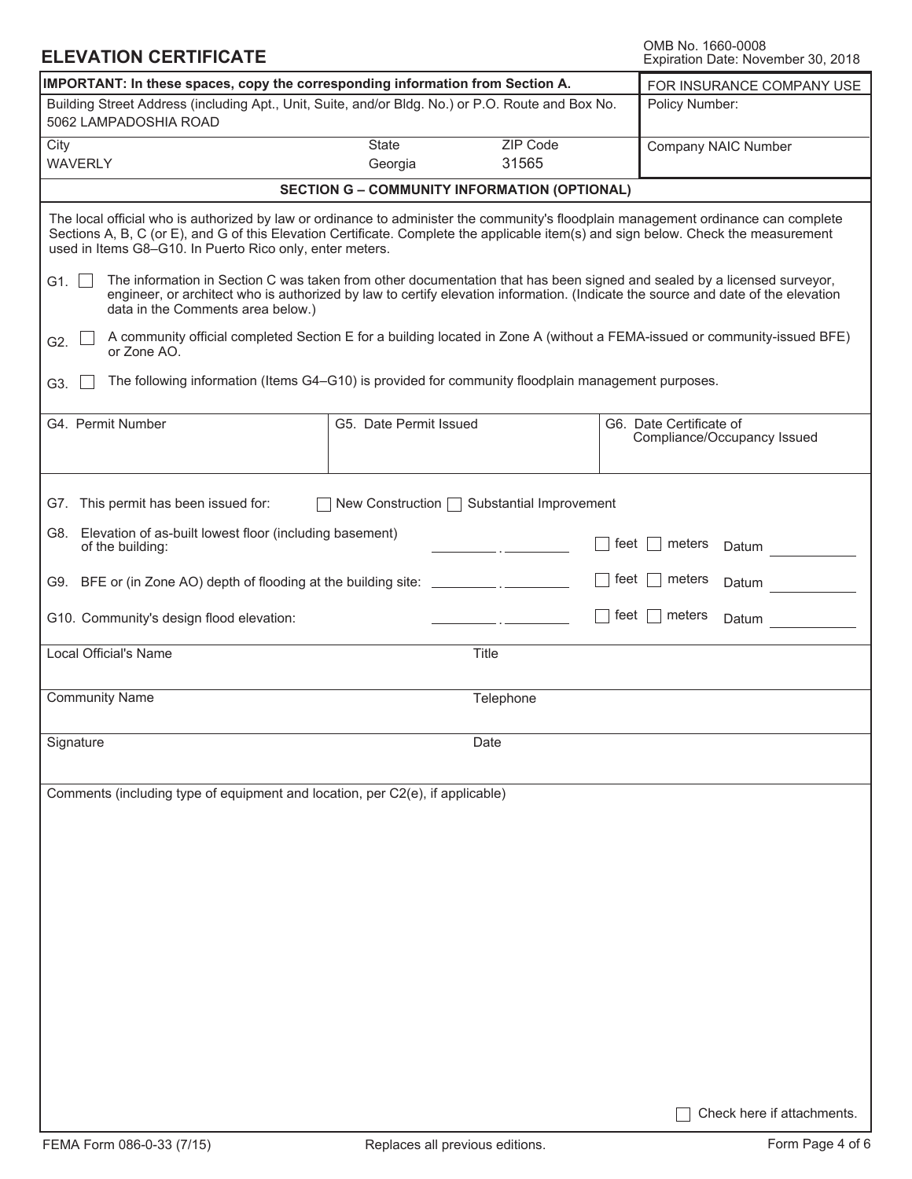# ELEVATION CERTIFICATE

OMB No. 1660-0008
Expiration Date: November 30, 2018

| IMPORTANT: In these spaces, copy the corresponding information from Section A. | | | FOR INSURANCE COMPANY USE |
|---|---|---|---|
| Building Street Address (including Apt., Unit, Suite, and/or Bldg. No.) or P.O. Route and Box No.<br>5062 LAMPADOSHIA ROAD | | | Policy Number: |
| City<br>WAVERLY | State<br>Georgia | ZIP Code<br>31565 | Company NAIC Number |

## SECTION G – COMMUNITY INFORMATION (OPTIONAL)

The local official who is authorized by law or ordinance to administer the community's floodplain management ordinance can complete Sections A, B, C (or E), and G of this Elevation Certificate. Complete the applicable item(s) and sign below. Check the measurement used in Items G8–G10. In Puerto Rico only, enter meters.

G1. ☐ The information in Section C was taken from other documentation that has been signed and sealed by a licensed surveyor, engineer, or architect who is authorized by law to certify elevation information. (Indicate the source and date of the elevation data in the Comments area below.)

G2. ☐ A community official completed Section E for a building located in Zone A (without a FEMA-issued or community-issued BFE) or Zone AO.

G3. ☐ The following information (Items G4–G10) is provided for community floodplain management purposes.

| G4. Permit Number | G5. Date Permit Issued | G6. Date Certificate of Compliance/Occupancy Issued |
|---|---|---|
| | | |

G7. This permit has been issued for: ☐ New Construction ☐ Substantial Improvement

G8. Elevation of as-built lowest floor (including basement) of the building: ______ . ______ ☐ feet ☐ meters Datum ______

G9. BFE or (in Zone AO) depth of flooding at the building site: ______ . ______ ☐ feet ☐ meters Datum ______

G10. Community's design flood elevation: ______ . ______ ☐ feet ☐ meters Datum ______

| Local Official's Name | Title |
|---|---|
| Community Name | Telephone |
| Signature | Date |

Comments (including type of equipment and location, per C2(e), if applicable)

☐ Check here if attachments.

FEMA Form 086-0-33 (7/15) Replaces all previous editions.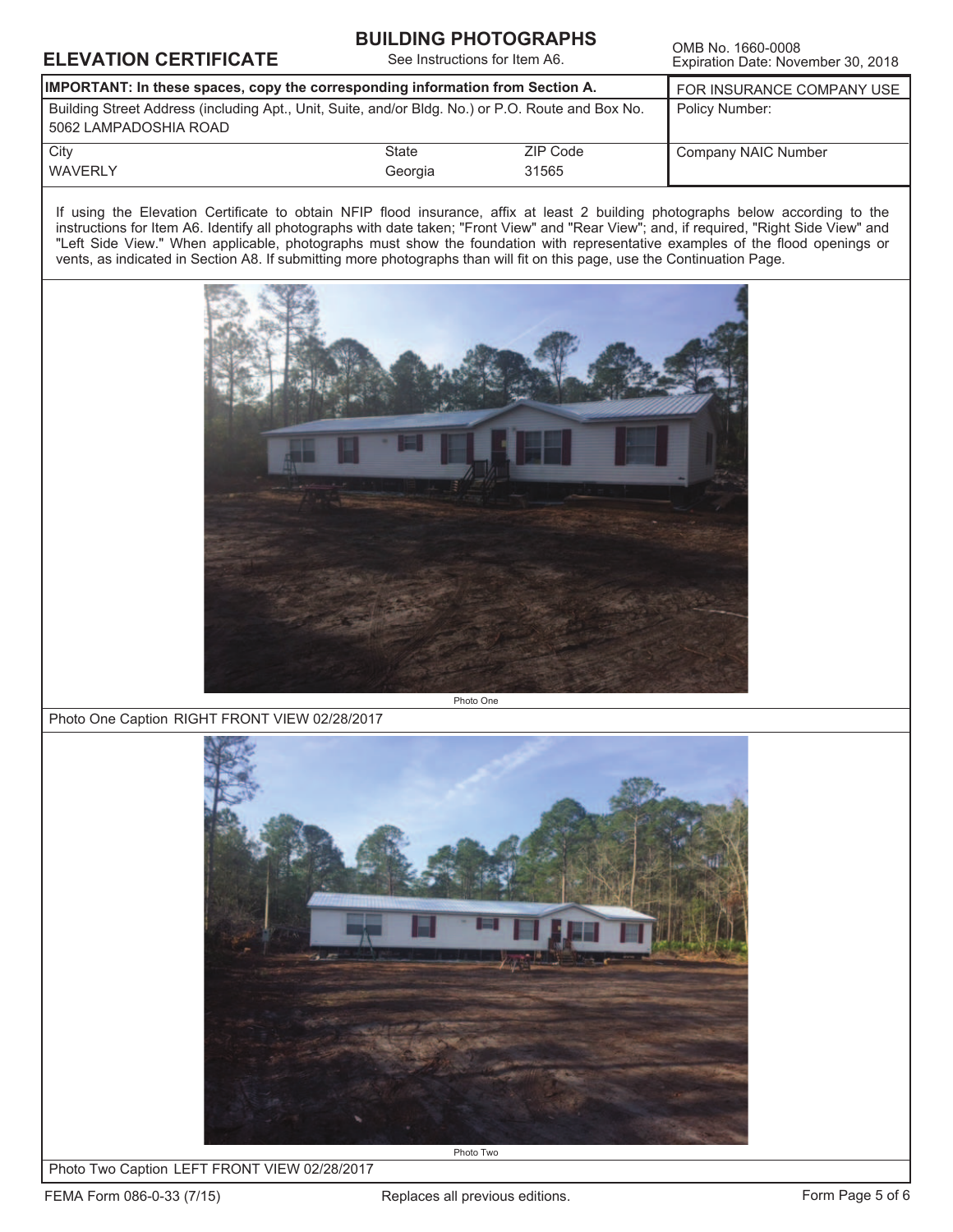# ELEVATION CERTIFICATE

## BUILDING PHOTOGRAPHS

See Instructions for Item A6.

OMB No. 1660-0008
Expiration Date: November 30, 2018

| **IMPORTANT: In these spaces, copy the corresponding information from Section A.** | | | FOR INSURANCE COMPANY USE |
|---|---|---|---|
| Building Street Address (including Apt., Unit, Suite, and/or Bldg. No.) or P.O. Route and Box No.<br>5062 LAMPADOSHIA ROAD | | | Policy Number: |
| City<br>WAVERLY | State<br>Georgia | ZIP Code<br>31565 | Company NAIC Number |

If using the Elevation Certificate to obtain NFIP flood insurance, affix at least 2 building photographs below according to the instructions for Item A6. Identify all photographs with date taken; "Front View" and "Rear View"; and, if required, "Right Side View" and "Left Side View." When applicable, photographs must show the foundation with representative examples of the flood openings or vents, as indicated in Section A8. If submitting more photographs than will fit on this page, use the Continuation Page.

Photo One

Photo One Caption RIGHT FRONT VIEW 02/28/2017

Photo Two

Photo Two Caption LEFT FRONT VIEW 02/28/2017

FEMA Form 086-0-33 (7/15) Replaces all previous editions.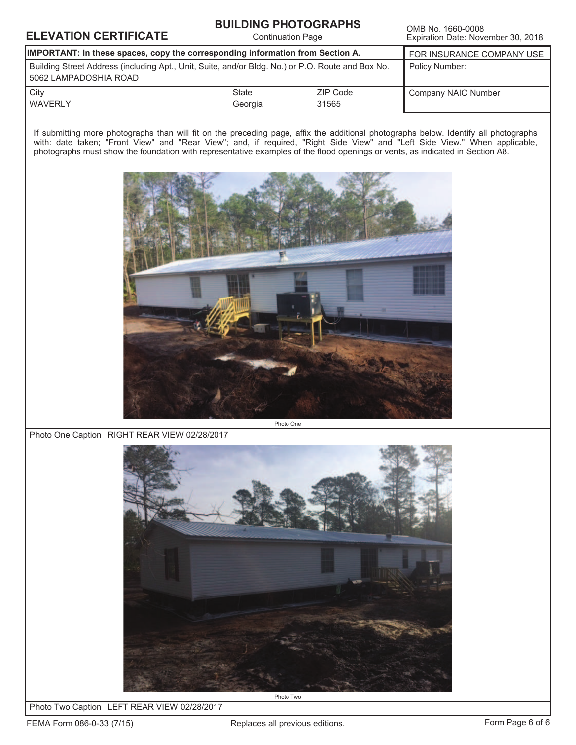# ELEVATION CERTIFICATE

## BUILDING PHOTOGRAPHS

Continuation Page

OMB No. 1660-0008
Expiration Date: November 30, 2018

| IMPORTANT: In these spaces, copy the corresponding information from Section A. | | | FOR INSURANCE COMPANY USE |
|---|---|---|---|
| Building Street Address (including Apt., Unit, Suite, and/or Bldg. No.) or P.O. Route and Box No. 5062 LAMPADOSHIA ROAD | | | Policy Number: |
| City WAVERLY | State Georgia | ZIP Code 31565 | Company NAIC Number |

If submitting more photographs than will fit on the preceding page, affix the additional photographs below. Identify all photographs with: date taken; "Front View" and "Rear View"; and, if required, "Right Side View" and "Left Side View." When applicable, photographs must show the foundation with representative examples of the flood openings or vents, as indicated in Section A8.

Photo One

Photo One Caption RIGHT REAR VIEW 02/28/2017

Photo Two

Photo Two Caption LEFT REAR VIEW 02/28/2017

FEMA Form 086-0-33 (7/15) Replaces all previous editions.